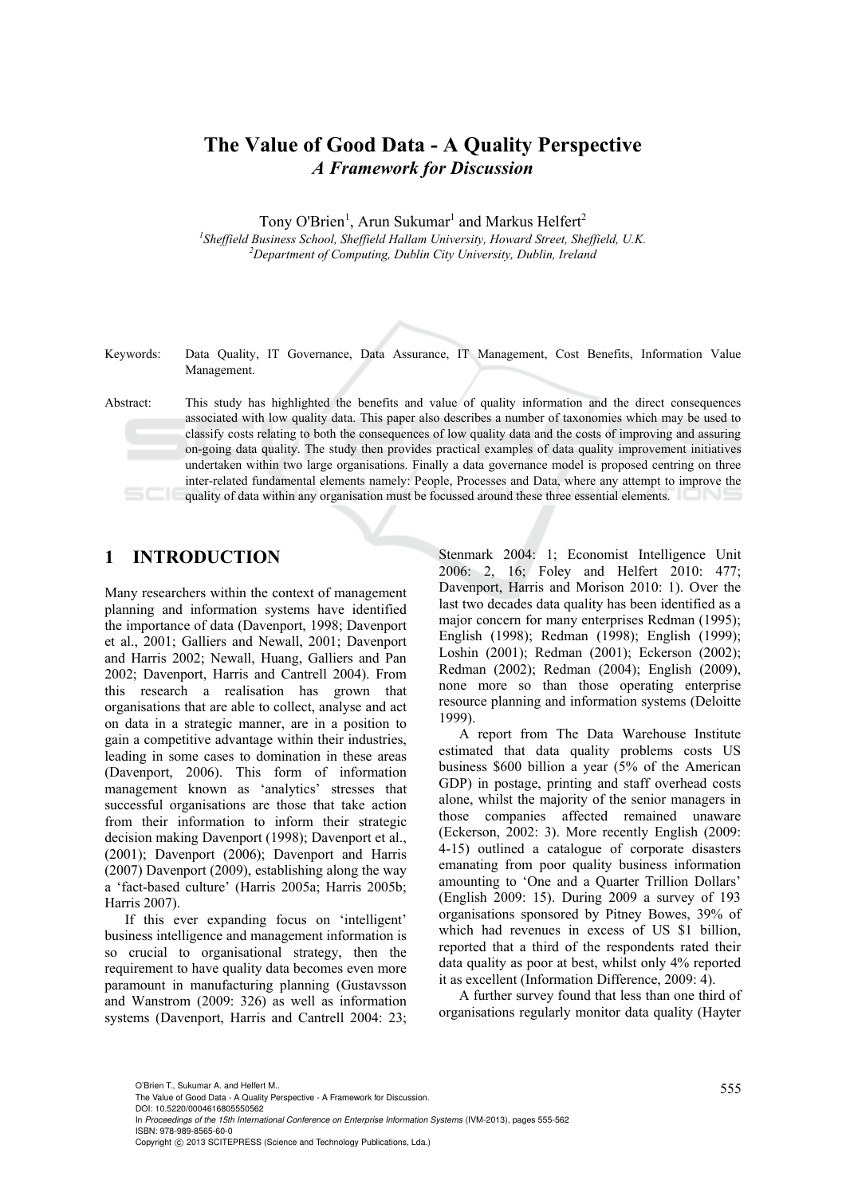# The Value of Good Data - A Quality Perspective

## *A Framework for Discussion*

Tony O'Brien[1], Arun Sukumar[1] and Markus Helfert[2]

[1]*Sheffield Business School, Sheffield Hallam University, Howard Street, Sheffield, U.K.*
[2]*Department of Computing, Dublin City University, Dublin, Ireland*

Keywords: Data Quality, IT Governance, Data Assurance, IT Management, Cost Benefits, Information Value Management.

Abstract: This study has highlighted the benefits and value of quality information and the direct consequences associated with low quality data. This paper also describes a number of taxonomies which may be used to classify costs relating to both the consequences of low quality data and the costs of improving and assuring on-going data quality. The study then provides practical examples of data quality improvement initiatives undertaken within two large organisations. Finally a data governance model is proposed centring on three inter-related fundamental elements namely: People, Processes and Data, where any attempt to improve the quality of data within any organisation must be focussed around these three essential elements.

## 1 INTRODUCTION

Many researchers within the context of management planning and information systems have identified the importance of data (Davenport, 1998; Davenport et al., 2001; Galliers and Newall, 2001; Davenport and Harris 2002; Newall, Huang, Galliers and Pan 2002; Davenport, Harris and Cantrell 2004). From this research a realisation has grown that organisations that are able to collect, analyse and act on data in a strategic manner, are in a position to gain a competitive advantage within their industries, leading in some cases to domination in these areas (Davenport, 2006). This form of information management known as 'analytics' stresses that successful organisations are those that take action from their information to inform their strategic decision making Davenport (1998); Davenport et al., (2001); Davenport (2006); Davenport and Harris (2007) Davenport (2009), establishing along the way a 'fact-based culture' (Harris 2005a; Harris 2005b; Harris 2007).

If this ever expanding focus on 'intelligent' business intelligence and management information is so crucial to organisational strategy, then the requirement to have quality data becomes even more paramount in manufacturing planning (Gustavsson and Wanstrom (2009: 326) as well as information systems (Davenport, Harris and Cantrell 2004: 23; Stenmark 2004: 1; Economist Intelligence Unit 2006: 2, 16; Foley and Helfert 2010: 477; Davenport, Harris and Morison 2010: 1). Over the last two decades data quality has been identified as a major concern for many enterprises Redman (1995); English (1998); Redman (1998); English (1999); Loshin (2001); Redman (2001); Eckerson (2002); Redman (2002); Redman (2004); English (2009), none more so than those operating enterprise resource planning and information systems (Deloitte 1999).

A report from The Data Warehouse Institute estimated that data quality problems costs US business \$600 billion a year (5% of the American GDP) in postage, printing and staff overhead costs alone, whilst the majority of the senior managers in those companies affected remained unaware (Eckerson, 2002: 3). More recently English (2009: 4-15) outlined a catalogue of corporate disasters emanating from poor quality business information amounting to 'One and a Quarter Trillion Dollars' (English 2009: 15). During 2009 a survey of 193 organisations sponsored by Pitney Bowes, 39% of which had revenues in excess of US \$1 billion, reported that a third of the respondents rated their data quality as poor at best, whilst only 4% reported it as excellent (Information Difference, 2009: 4).

A further survey found that less than one third of organisations regularly monitor data quality (Hayter

O'Brien T., Sukumar A. and Helfert M..
The Value of Good Data - A Quality Perspective - A Framework for Discussion.
DOI: 10.5220/0004616805550562
In *Proceedings of the 15th International Conference on Enterprise Information Systems* (IVM-2013), pages 555-562
ISBN: 978-989-8565-60-0
Copyright © 2013 SCITEPRESS (Science and Technology Publications, Lda.)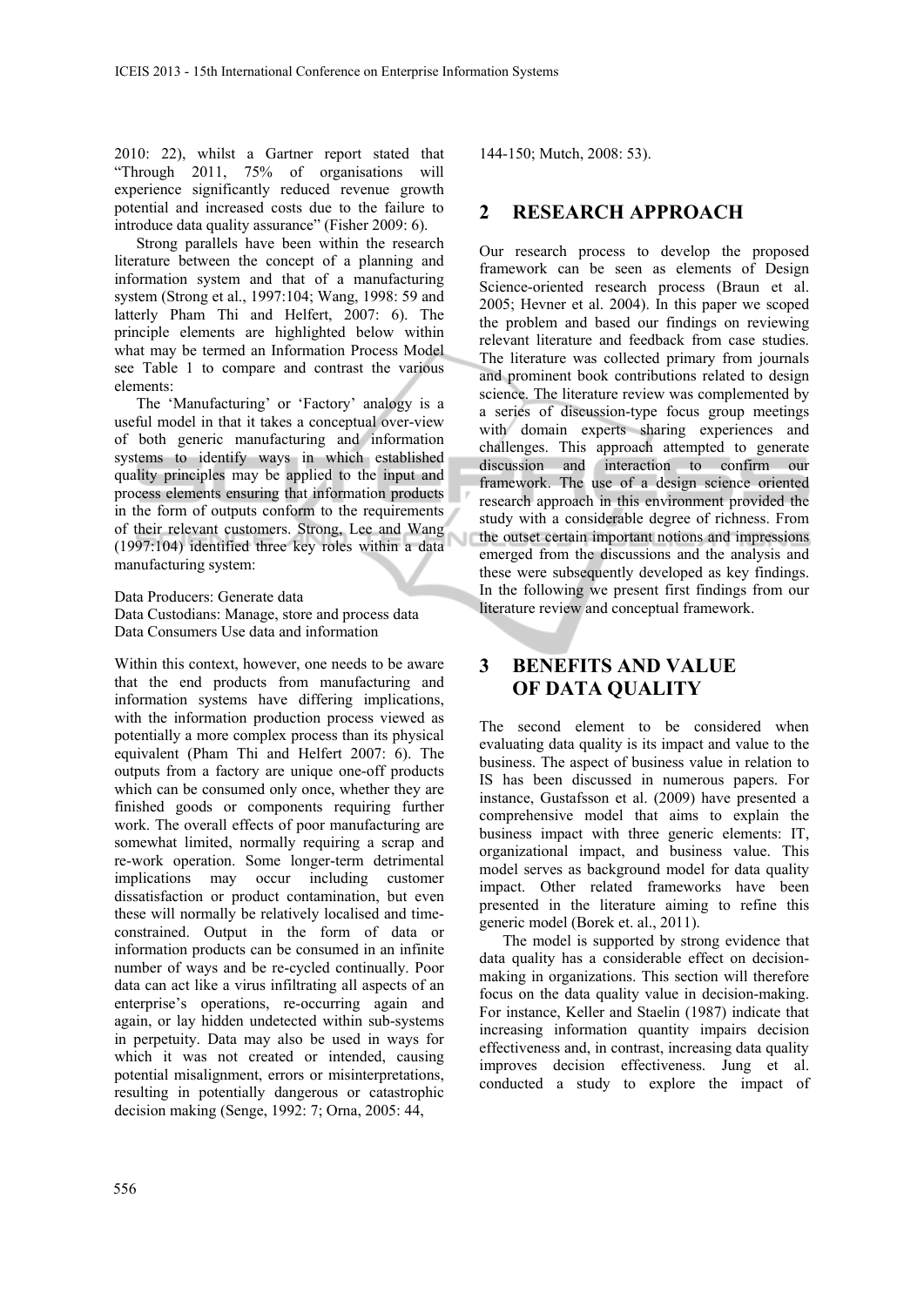2010: 22), whilst a Gartner report stated that "Through 2011, 75% of organisations will experience significantly reduced revenue growth potential and increased costs due to the failure to introduce data quality assurance" (Fisher 2009: 6).

Strong parallels have been within the research literature between the concept of a planning and information system and that of a manufacturing system (Strong et al., 1997:104; Wang, 1998: 59 and latterly Pham Thi and Helfert, 2007: 6). The principle elements are highlighted below within what may be termed an Information Process Model see Table 1 to compare and contrast the various elements:

The 'Manufacturing' or 'Factory' analogy is a useful model in that it takes a conceptual over-view of both generic manufacturing and information systems to identify ways in which established quality principles may be applied to the input and process elements ensuring that information products in the form of outputs conform to the requirements of their relevant customers. Strong, Lee and Wang (1997:104) identified three key roles within a data manufacturing system:

Data Producers: Generate data
Data Custodians: Manage, store and process data
Data Consumers Use data and information

Within this context, however, one needs to be aware that the end products from manufacturing and information systems have differing implications, with the information production process viewed as potentially a more complex process than its physical equivalent (Pham Thi and Helfert 2007: 6). The outputs from a factory are unique one-off products which can be consumed only once, whether they are finished goods or components requiring further work. The overall effects of poor manufacturing are somewhat limited, normally requiring a scrap and re-work operation. Some longer-term detrimental implications may occur including customer dissatisfaction or product contamination, but even these will normally be relatively localised and time-constrained. Output in the form of data or information products can be consumed in an infinite number of ways and be re-cycled continually. Poor data can act like a virus infiltrating all aspects of an enterprise's operations, re-occurring again and again, or lay hidden undetected within sub-systems in perpetuity. Data may also be used in ways for which it was not created or intended, causing potential misalignment, errors or misinterpretations, resulting in potentially dangerous or catastrophic decision making (Senge, 1992: 7; Orna, 2005: 44, 144-150; Mutch, 2008: 53).

## 2 RESEARCH APPROACH

Our research process to develop the proposed framework can be seen as elements of Design Science-oriented research process (Braun et al. 2005; Hevner et al. 2004). In this paper we scoped the problem and based our findings on reviewing relevant literature and feedback from case studies. The literature was collected primary from journals and prominent book contributions related to design science. The literature review was complemented by a series of discussion-type focus group meetings with domain experts sharing experiences and challenges. This approach attempted to generate discussion and interaction to confirm our framework. The use of a design science oriented research approach in this environment provided the study with a considerable degree of richness. From the outset certain important notions and impressions emerged from the discussions and the analysis and these were subsequently developed as key findings. In the following we present first findings from our literature review and conceptual framework.

## 3 BENEFITS AND VALUE OF DATA QUALITY

The second element to be considered when evaluating data quality is its impact and value to the business. The aspect of business value in relation to IS has been discussed in numerous papers. For instance, Gustafsson et al. (2009) have presented a comprehensive model that aims to explain the business impact with three generic elements: IT, organizational impact, and business value. This model serves as background model for data quality impact. Other related frameworks have been presented in the literature aiming to refine this generic model (Borek et. al., 2011).

The model is supported by strong evidence that data quality has a considerable effect on decision-making in organizations. This section will therefore focus on the data quality value in decision-making. For instance, Keller and Staelin (1987) indicate that increasing information quantity impairs decision effectiveness and, in contrast, increasing data quality improves decision effectiveness. Jung et al. conducted a study to explore the impact of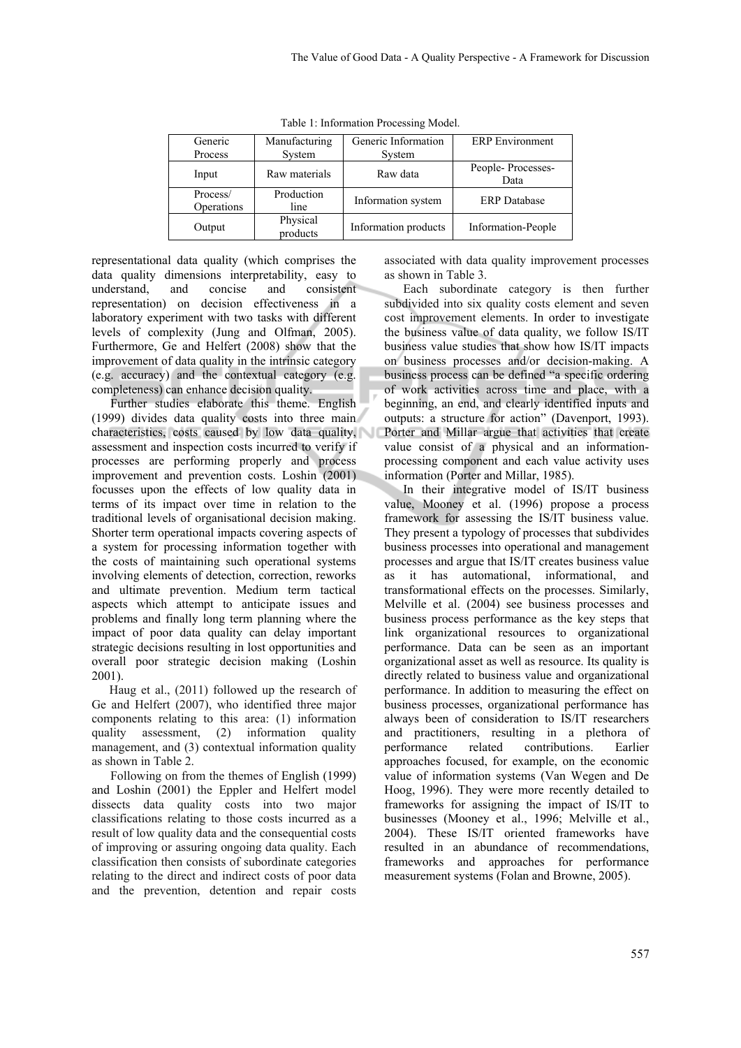Table 1: Information Processing Model.

| Generic Process | Manufacturing System | Generic Information System | ERP Environment |
|---|---|---|---|
| Input | Raw materials | Raw data | People- Processes-Data |
| Process/ Operations | Production line | Information system | ERP Database |
| Output | Physical products | Information products | Information-People |

representational data quality (which comprises the data quality dimensions interpretability, easy to understand, and concise and consistent representation) on decision effectiveness in a laboratory experiment with two tasks with different levels of complexity (Jung and Olfman, 2005). Furthermore, Ge and Helfert (2008) show that the improvement of data quality in the intrinsic category (e.g. accuracy) and the contextual category (e.g. completeness) can enhance decision quality.

Further studies elaborate this theme. English (1999) divides data quality costs into three main characteristics, costs caused by low data quality, assessment and inspection costs incurred to verify if processes are performing properly and process improvement and prevention costs. Loshin (2001) focusses upon the effects of low quality data in terms of its impact over time in relation to the traditional levels of organisational decision making. Shorter term operational impacts covering aspects of a system for processing information together with the costs of maintaining such operational systems involving elements of detection, correction, reworks and ultimate prevention. Medium term tactical aspects which attempt to anticipate issues and problems and finally long term planning where the impact of poor data quality can delay important strategic decisions resulting in lost opportunities and overall poor strategic decision making (Loshin 2001).

Haug et al., (2011) followed up the research of Ge and Helfert (2007), who identified three major components relating to this area: (1) information quality assessment, (2) information quality management, and (3) contextual information quality as shown in Table 2.

Following on from the themes of English (1999) and Loshin (2001) the Eppler and Helfert model dissects data quality costs into two major classifications relating to those costs incurred as a result of low quality data and the consequential costs of improving or assuring ongoing data quality. Each classification then consists of subordinate categories relating to the direct and indirect costs of poor data and the prevention, detention and repair costs associated with data quality improvement processes as shown in Table 3.

Each subordinate category is then further subdivided into six quality costs element and seven cost improvement elements. In order to investigate the business value of data quality, we follow IS/IT business value studies that show how IS/IT impacts on business processes and/or decision-making. A business process can be defined "a specific ordering of work activities across time and place, with a beginning, an end, and clearly identified inputs and outputs: a structure for action" (Davenport, 1993). Porter and Millar argue that activities that create value consist of a physical and an information-processing component and each value activity uses information (Porter and Millar, 1985).

In their integrative model of IS/IT business value, Mooney et al. (1996) propose a process framework for assessing the IS/IT business value. They present a typology of processes that subdivides business processes into operational and management processes and argue that IS/IT creates business value as it has automational, informational, and transformational effects on the processes. Similarly, Melville et al. (2004) see business processes and business process performance as the key steps that link organizational resources to organizational performance. Data can be seen as an important organizational asset as well as resource. Its quality is directly related to business value and organizational performance. In addition to measuring the effect on business processes, organizational performance has always been of consideration to IS/IT researchers and practitioners, resulting in a plethora of performance related contributions. Earlier approaches focused, for example, on the economic value of information systems (Van Wegen and De Hoog, 1996). They were more recently detailed to frameworks for assigning the impact of IS/IT to businesses (Mooney et al., 1996; Melville et al., 2004). These IS/IT oriented frameworks have resulted in an abundance of recommendations, frameworks and approaches for performance measurement systems (Folan and Browne, 2005).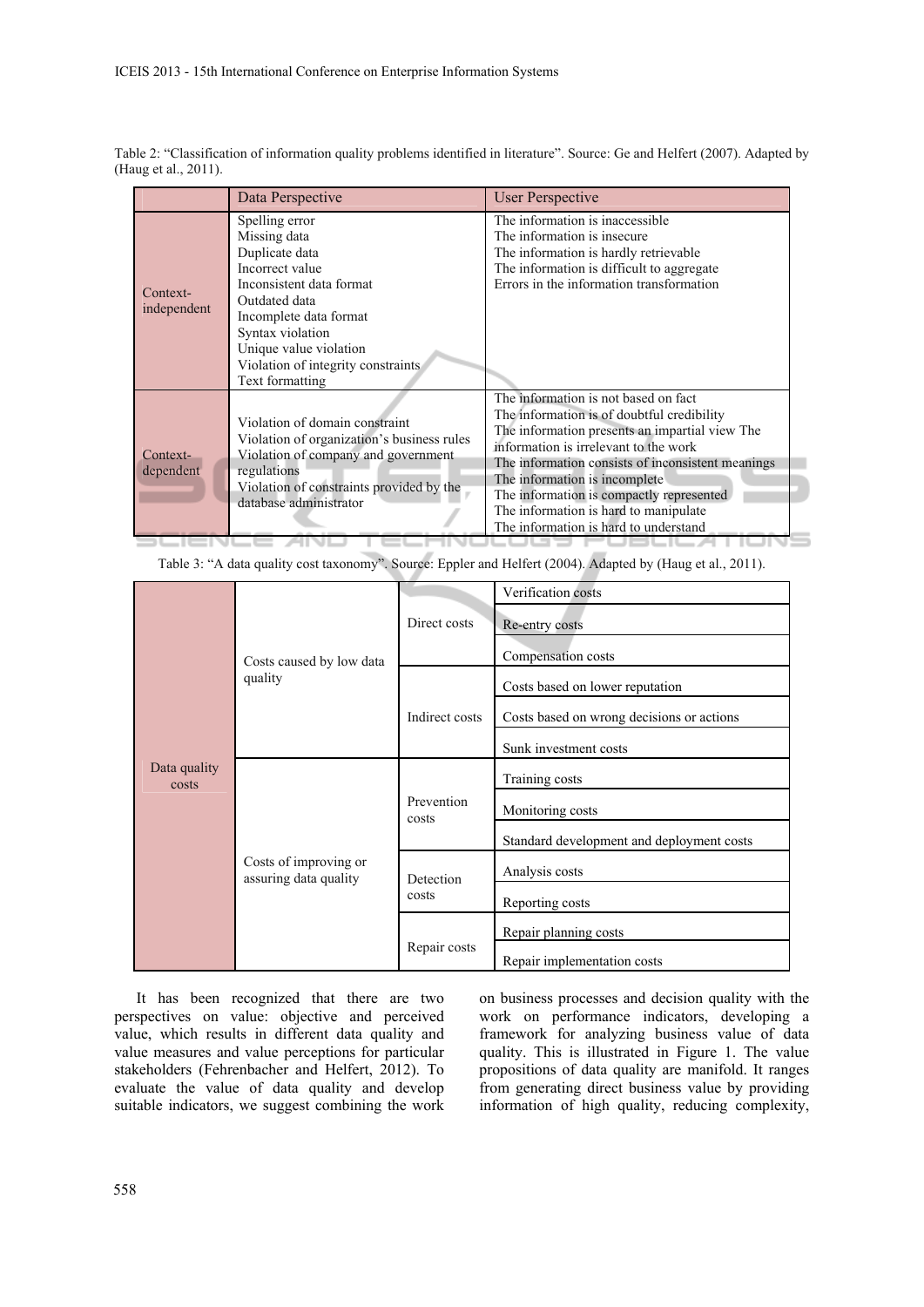Table 2: "Classification of information quality problems identified in literature". Source: Ge and Helfert (2007). Adapted by (Haug et al., 2011).

| | Data Perspective | User Perspective |
|---|---|---|
| Context-independent | Spelling error<br>Missing data<br>Duplicate data<br>Incorrect value<br>Inconsistent data format<br>Outdated data<br>Incomplete data format<br>Syntax violation<br>Unique value violation<br>Violation of integrity constraints<br>Text formatting | The information is inaccessible<br>The information is insecure<br>The information is hardly retrievable<br>The information is difficult to aggregate<br>Errors in the information transformation |
| Context-dependent | Violation of domain constraint<br>Violation of organization's business rules<br>Violation of company and government regulations<br>Violation of constraints provided by the database administrator | The information is not based on fact<br>The information is of doubtful credibility<br>The information presents an impartial view The information is irrelevant to the work<br>The information consists of inconsistent meanings<br>The information is incomplete<br>The information is compactly represented<br>The information is hard to manipulate<br>The information is hard to understand |

Table 3: "A data quality cost taxonomy". Source: Eppler and Helfert (2004). Adapted by (Haug et al., 2011).

| | | | |
|---|---|---|---|
| Data quality costs | Costs caused by low data quality | Direct costs | Verification costs |
| | | | Re-entry costs |
| | | | Compensation costs |
| | | Indirect costs | Costs based on lower reputation |
| | | | Costs based on wrong decisions or actions |
| | | | Sunk investment costs |
| | Costs of improving or assuring data quality | Prevention costs | Training costs |
| | | | Monitoring costs |
| | | | Standard development and deployment costs |
| | | Detection costs | Analysis costs |
| | | | Reporting costs |
| | | Repair costs | Repair planning costs |
| | | | Repair implementation costs |

It has been recognized that there are two perspectives on value: objective and perceived value, which results in different data quality and value measures and value perceptions for particular stakeholders (Fehrenbacher and Helfert, 2012). To evaluate the value of data quality and develop suitable indicators, we suggest combining the work on business processes and decision quality with the work on performance indicators, developing a framework for analyzing business value of data quality. This is illustrated in Figure 1. The value propositions of data quality are manifold. It ranges from generating direct business value by providing information of high quality, reducing complexity,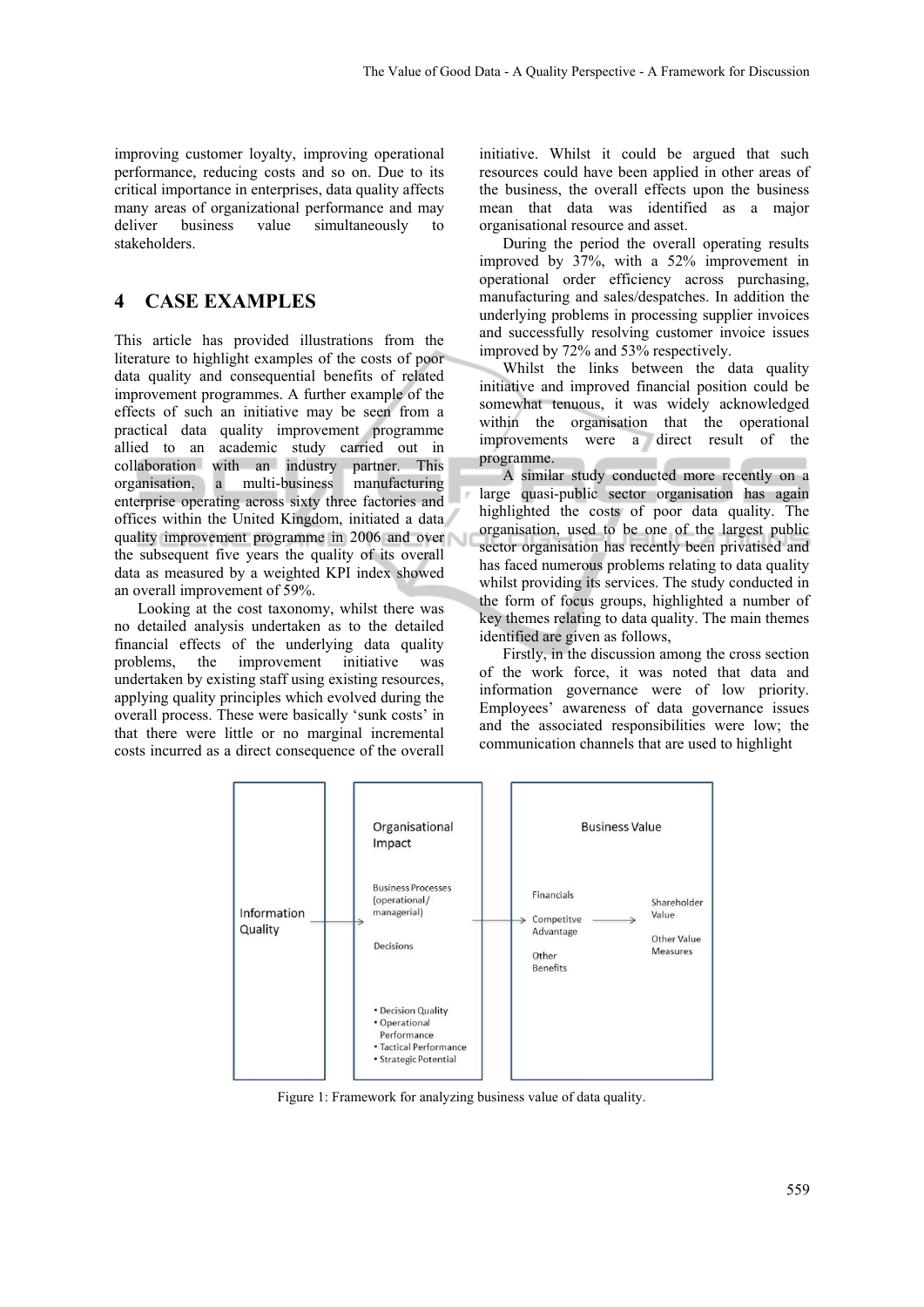improving customer loyalty, improving operational performance, reducing costs and so on. Due to its critical importance in enterprises, data quality affects many areas of organizational performance and may deliver business value simultaneously to stakeholders.

## 4 CASE EXAMPLES

This article has provided illustrations from the literature to highlight examples of the costs of poor data quality and consequential benefits of related improvement programmes. A further example of the effects of such an initiative may be seen from a practical data quality improvement programme allied to an academic study carried out in collaboration with an industry partner. This organisation, a multi-business manufacturing enterprise operating across sixty three factories and offices within the United Kingdom, initiated a data quality improvement programme in 2006 and over the subsequent five years the quality of its overall data as measured by a weighted KPI index showed an overall improvement of 59%.

Looking at the cost taxonomy, whilst there was no detailed analysis undertaken as to the detailed financial effects of the underlying data quality problems, the improvement initiative was undertaken by existing staff using existing resources, applying quality principles which evolved during the overall process. These were basically 'sunk costs' in that there were little or no marginal incremental costs incurred as a direct consequence of the overall initiative. Whilst it could be argued that such resources could have been applied in other areas of the business, the overall effects upon the business mean that data was identified as a major organisational resource and asset.

During the period the overall operating results improved by 37%, with a 52% improvement in operational order efficiency across purchasing, manufacturing and sales/despatches. In addition the underlying problems in processing supplier invoices and successfully resolving customer invoice issues improved by 72% and 53% respectively.

Whilst the links between the data quality initiative and improved financial position could be somewhat tenuous, it was widely acknowledged within the organisation that the operational improvements were a direct result of the programme.

A similar study conducted more recently on a large quasi-public sector organisation has again highlighted the costs of poor data quality. The organisation, used to be one of the largest public sector organisation has recently been privatised and has faced numerous problems relating to data quality whilst providing its services. The study conducted in the form of focus groups, highlighted a number of key themes relating to data quality. The main themes identified are given as follows,

Firstly, in the discussion among the cross section of the work force, it was noted that data and information governance were of low priority. Employees' awareness of data governance issues and the associated responsibilities were low; the communication channels that are used to highlight

Figure 1: Framework for analyzing business value of data quality.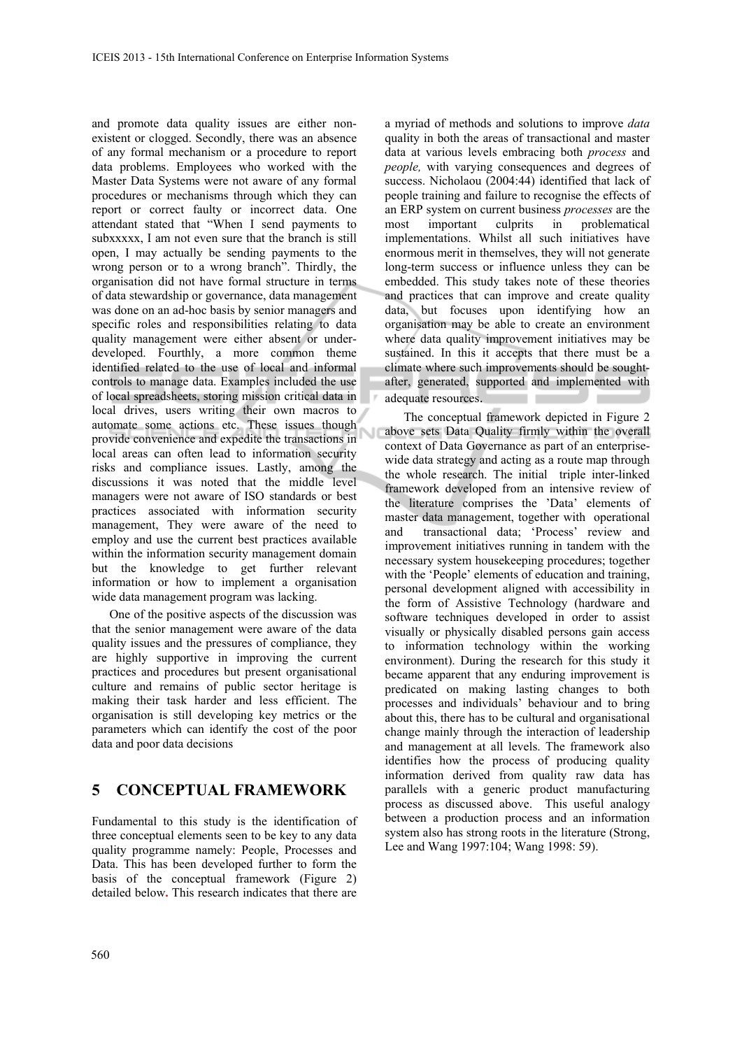and promote data quality issues are either non-existent or clogged. Secondly, there was an absence of any formal mechanism or a procedure to report data problems. Employees who worked with the Master Data Systems were not aware of any formal procedures or mechanisms through which they can report or correct faulty or incorrect data. One attendant stated that "When I send payments to subxxxxx, I am not even sure that the branch is still open, I may actually be sending payments to the wrong person or to a wrong branch". Thirdly, the organisation did not have formal structure in terms of data stewardship or governance, data management was done on an ad-hoc basis by senior managers and specific roles and responsibilities relating to data quality management were either absent or under-developed. Fourthly, a more common theme identified related to the use of local and informal controls to manage data. Examples included the use of local spreadsheets, storing mission critical data in local drives, users writing their own macros to automate some actions etc. These issues though provide convenience and expedite the transactions in local areas can often lead to information security risks and compliance issues. Lastly, among the discussions it was noted that the middle level managers were not aware of ISO standards or best practices associated with information security management, They were aware of the need to employ and use the current best practices available within the information security management domain but the knowledge to get further relevant information or how to implement a organisation wide data management program was lacking.

One of the positive aspects of the discussion was that the senior management were aware of the data quality issues and the pressures of compliance, they are highly supportive in improving the current practices and procedures but present organisational culture and remains of public sector heritage is making their task harder and less efficient. The organisation is still developing key metrics or the parameters which can identify the cost of the poor data and poor data decisions

## 5 CONCEPTUAL FRAMEWORK

Fundamental to this study is the identification of three conceptual elements seen to be key to any data quality programme namely: People, Processes and Data. This has been developed further to form the basis of the conceptual framework (Figure 2) detailed below**.** This research indicates that there are a myriad of methods and solutions to improve *data* quality in both the areas of transactional and master data at various levels embracing both *process* and *people,* with varying consequences and degrees of success. Nicholaou (2004:44) identified that lack of people training and failure to recognise the effects of an ERP system on current business *processes* are the most important culprits in problematical implementations. Whilst all such initiatives have enormous merit in themselves, they will not generate long-term success or influence unless they can be embedded. This study takes note of these theories and practices that can improve and create quality data, but focuses upon identifying how an organisation may be able to create an environment where data quality improvement initiatives may be sustained. In this it accepts that there must be a climate where such improvements should be sought-after, generated, supported and implemented with adequate resources.

The conceptual framework depicted in Figure 2 above sets Data Quality firmly within the overall context of Data Governance as part of an enterprise-wide data strategy and acting as a route map through the whole research. The initial triple inter-linked framework developed from an intensive review of the literature comprises the 'Data' elements of master data management, together with operational and transactional data; 'Process' review and improvement initiatives running in tandem with the necessary system housekeeping procedures; together with the 'People' elements of education and training, personal development aligned with accessibility in the form of Assistive Technology (hardware and software techniques developed in order to assist visually or physically disabled persons gain access to information technology within the working environment). During the research for this study it became apparent that any enduring improvement is predicated on making lasting changes to both processes and individuals' behaviour and to bring about this, there has to be cultural and organisational change mainly through the interaction of leadership and management at all levels. The framework also identifies how the process of producing quality information derived from quality raw data has parallels with a generic product manufacturing process as discussed above. This useful analogy between a production process and an information system also has strong roots in the literature (Strong, Lee and Wang 1997:104; Wang 1998: 59).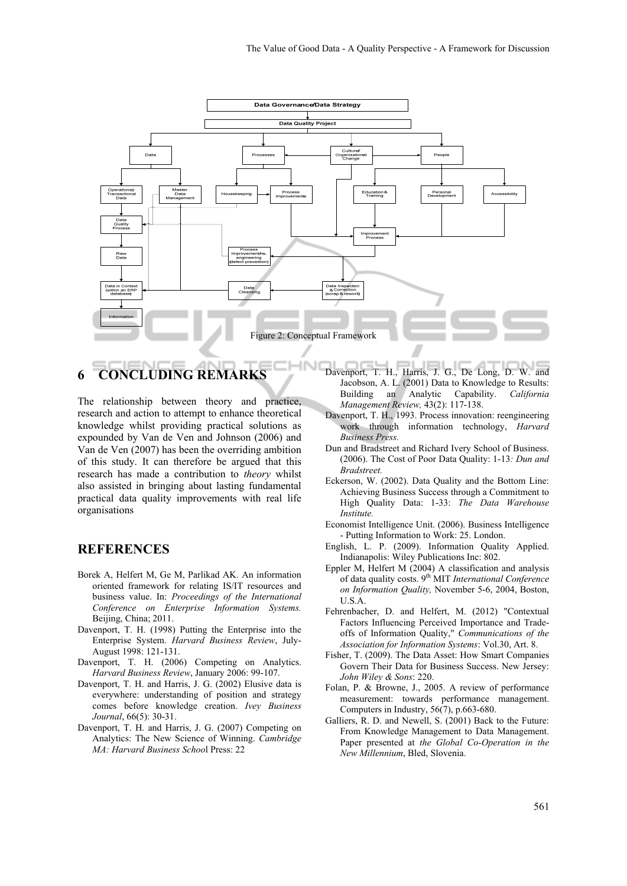Data Governance/Data Strategy

Data Quality Project

Data

Processes

Cultural/ Organisational Change

People

Operational/ Transactional Data

Master Data Management

Housekeeping

Process Improvements

Education & Training

Personal Development

Accessibility

Data Quality Process

Improvement Process

Raw Data

Process Improvement/re-engineering (defect prevention)

Data in Context (within an ERP database)

Data Cleansing

Data Inspection & Correction (scrap & rework)

Information

Figure 2: Conceptual Framework

## 6 CONCLUDING REMARKS

The relationship between theory and practice, research and action to attempt to enhance theoretical knowledge whilst providing practical solutions as expounded by Van de Ven and Johnson (2006) and Van de Ven (2007) has been the overriding ambition of this study. It can therefore be argued that this research has made a contribution to *theory* whilst also assisted in bringing about lasting fundamental practical data quality improvements with real life organisations

## REFERENCES

Borek A, Helfert M, Ge M, Parlikad AK. An information oriented framework for relating IS/IT resources and business value. In: *Proceedings of the International Conference on Enterprise Information Systems.* Beijing, China; 2011.

Davenport, T. H. (1998) Putting the Enterprise into the Enterprise System. *Harvard Business Review*, July-August 1998: 121-131.

Davenport, T. H. (2006) Competing on Analytics. *Harvard Business Review*, January 2006: 99-107.

Davenport, T. H. and Harris, J. G. (2002) Elusive data is everywhere: understanding of position and strategy comes before knowledge creation. *Ivey Business Journal*, 66(5): 30-31.

Davenport, T. H. and Harris, J. G. (2007) Competing on Analytics: The New Science of Winning. *Cambridge MA: Harvard Business Schoo*l Press: 22

Davenport, T. H., Harris, J. G., De Long, D. W. and Jacobson, A. L. (2001) Data to Knowledge to Results: Building an Analytic Capability. *California Management Review,* 43(2): 117-138.

Davenport, T. H., 1993. Process innovation: reengineering work through information technology, *Harvard Business Press.*

Dun and Bradstreet and Richard Ivery School of Business. (2006). The Cost of Poor Data Quality: 1-13*: Dun and Bradstreet.*

Eckerson, W. (2002). Data Quality and the Bottom Line: Achieving Business Success through a Commitment to High Quality Data: 1-33: *The Data Warehouse Institute.*

Economist Intelligence Unit. (2006). Business Intelligence - Putting Information to Work: 25. London.

English, L. P. (2009). Information Quality Applied. Indianapolis: Wiley Publications Inc: 802.

Eppler M, Helfert M (2004) A classification and analysis of data quality costs. 9th MIT *International Conference on Information Quality,* November 5-6, 2004, Boston, U.S.A.

Fehrenbacher, D. and Helfert, M. (2012) "Contextual Factors Influencing Perceived Importance and Trade-offs of Information Quality," *Communications of the Association for Information Systems*: Vol.30, Art. 8.

Fisher, T. (2009). The Data Asset: How Smart Companies Govern Their Data for Business Success. New Jersey: *John Wiley & Sons*: 220.

Folan, P. & Browne, J., 2005. A review of performance measurement: towards performance management. Computers in Industry, 56(7), p.663-680.

Galliers, R. D. and Newell, S. (2001) Back to the Future: From Knowledge Management to Data Management. Paper presented at *the Global Co-Operation in the New Millennium*, Bled, Slovenia.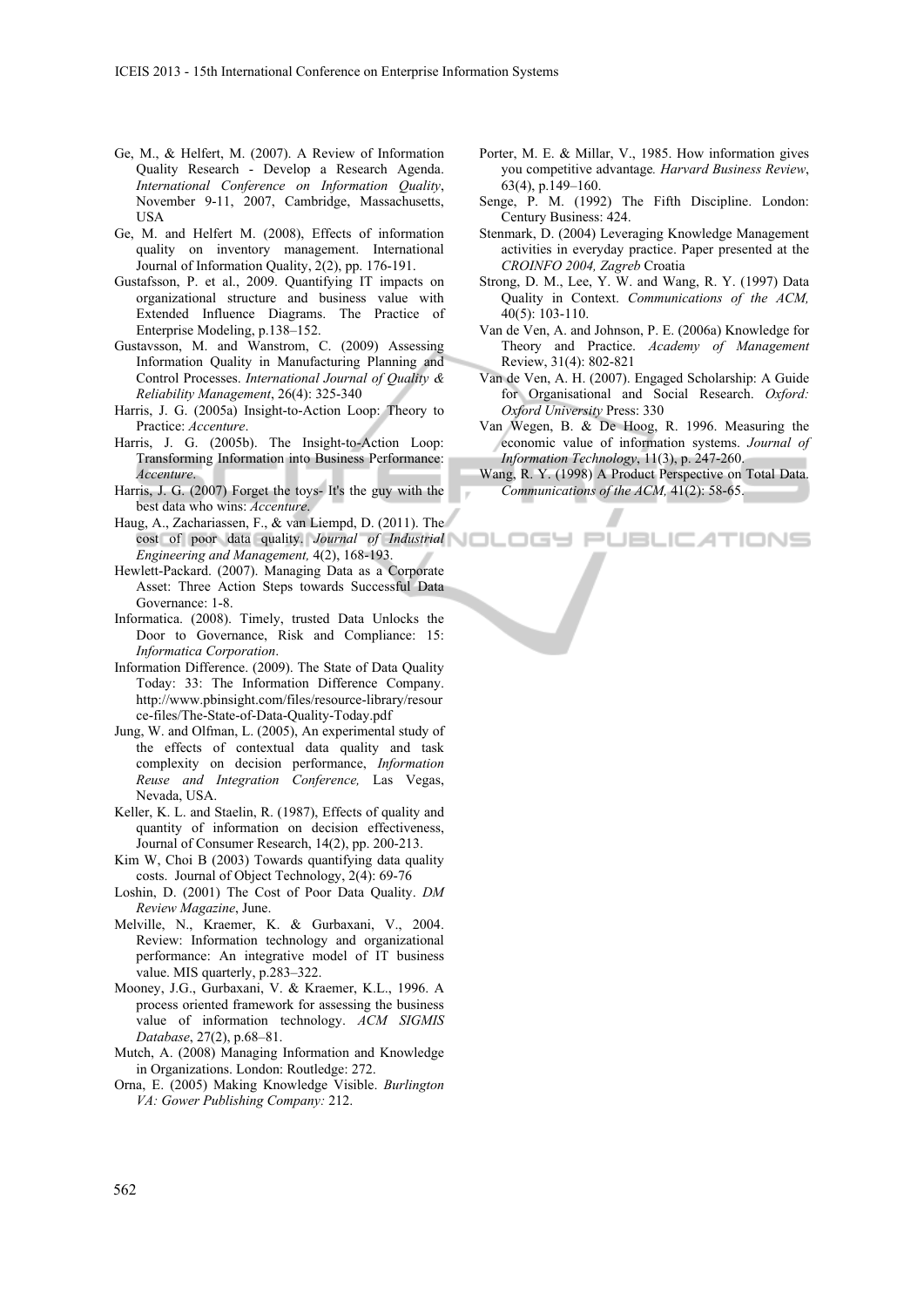- Ge, M., & Helfert, M. (2007). A Review of Information Quality Research - Develop a Research Agenda. *International Conference on Information Quality*, November 9-11, 2007, Cambridge, Massachusetts, USA
- Ge, M. and Helfert M. (2008), Effects of information quality on inventory management. International Journal of Information Quality, 2(2), pp. 176-191.
- Gustafsson, P. et al., 2009. Quantifying IT impacts on organizational structure and business value with Extended Influence Diagrams. The Practice of Enterprise Modeling, p.138–152.
- Gustavsson, M. and Wanstrom, C. (2009) Assessing Information Quality in Manufacturing Planning and Control Processes. *International Journal of Quality & Reliability Management*, 26(4): 325-340
- Harris, J. G. (2005a) Insight-to-Action Loop: Theory to Practice: *Accenture*.
- Harris, J. G. (2005b). The Insight-to-Action Loop: Transforming Information into Business Performance: *Accenture*.
- Harris, J. G. (2007) Forget the toys- It's the guy with the best data who wins: *Accenture*.
- Haug, A., Zachariassen, F., & van Liempd, D. (2011). The cost of poor data quality. *Journal of Industrial Engineering and Management,* 4(2), 168-193.
- Hewlett-Packard. (2007). Managing Data as a Corporate Asset: Three Action Steps towards Successful Data Governance: 1-8.
- Informatica. (2008). Timely, trusted Data Unlocks the Door to Governance, Risk and Compliance: 15: *Informatica Corporation*.
- Information Difference. (2009). The State of Data Quality Today: 33: The Information Difference Company. http://www.pbinsight.com/files/resource-library/resource-files/The-State-of-Data-Quality-Today.pdf
- Jung, W. and Olfman, L. (2005), An experimental study of the effects of contextual data quality and task complexity on decision performance, *Information Reuse and Integration Conference,* Las Vegas, Nevada, USA.
- Keller, K. L. and Staelin, R. (1987), Effects of quality and quantity of information on decision effectiveness, Journal of Consumer Research, 14(2), pp. 200-213.
- Kim W, Choi B (2003) Towards quantifying data quality costs. Journal of Object Technology, 2(4): 69-76
- Loshin, D. (2001) The Cost of Poor Data Quality. *DM Review Magazine*, June.
- Melville, N., Kraemer, K. & Gurbaxani, V., 2004. Review: Information technology and organizational performance: An integrative model of IT business value. MIS quarterly, p.283–322.
- Mooney, J.G., Gurbaxani, V. & Kraemer, K.L., 1996. A process oriented framework for assessing the business value of information technology. *ACM SIGMIS Database*, 27(2), p.68–81.
- Mutch, A. (2008) Managing Information and Knowledge in Organizations. London: Routledge: 272.
- Orna, E. (2005) Making Knowledge Visible. *Burlington VA: Gower Publishing Company:* 212.
- Porter, M. E. & Millar, V., 1985. How information gives you competitive advantage*. Harvard Business Review*, 63(4), p.149–160.
- Senge, P. M. (1992) The Fifth Discipline. London: Century Business: 424.
- Stenmark, D. (2004) Leveraging Knowledge Management activities in everyday practice. Paper presented at the *CROINFO 2004, Zagreb* Croatia
- Strong, D. M., Lee, Y. W. and Wang, R. Y. (1997) Data Quality in Context. *Communications of the ACM,* 40(5): 103-110.
- Van de Ven, A. and Johnson, P. E. (2006a) Knowledge for Theory and Practice. *Academy of Management* Review, 31(4): 802-821
- Van de Ven, A. H. (2007). Engaged Scholarship: A Guide for Organisational and Social Research. *Oxford: Oxford University* Press: 330
- Van Wegen, B. & De Hoog, R. 1996. Measuring the economic value of information systems. *Journal of Information Technology*, 11(3), p. 247-260.
- Wang, R. Y. (1998) A Product Perspective on Total Data. *Communications of the ACM,* 41(2): 58-65.